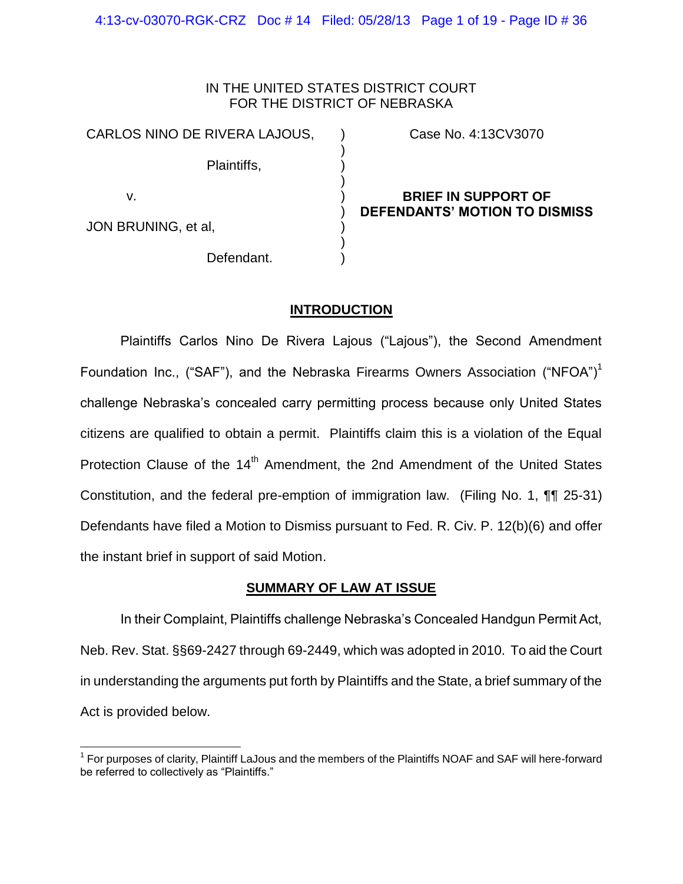IN THE UNITED STATES DISTRICT COURT
FOR THE DISTRICT OF NEBRASKA

| | | |
|---|---|---|
| CARLOS NINO DE RIVERA LAJOUS, | ) | Case No. 4:13CV3070 |
| | ) | |
| Plaintiffs, | ) | |
| | ) | |
| v. | ) | **BRIEF IN SUPPORT OF** |
| | ) | **DEFENDANTS' MOTION TO DISMISS** |
| JON BRUNING, et al, | ) | |
| | ) | |
| Defendant. | ) | |

## INTRODUCTION

Plaintiffs Carlos Nino De Rivera Lajous ("Lajous"), the Second Amendment Foundation Inc., ("SAF"), and the Nebraska Firearms Owners Association ("NFOA")[1] challenge Nebraska's concealed carry permitting process because only United States citizens are qualified to obtain a permit. Plaintiffs claim this is a violation of the Equal Protection Clause of the 14th Amendment, the 2nd Amendment of the United States Constitution, and the federal pre-emption of immigration law. (Filing No. 1, ¶¶ 25-31) Defendants have filed a Motion to Dismiss pursuant to Fed. R. Civ. P. 12(b)(6) and offer the instant brief in support of said Motion.

## SUMMARY OF LAW AT ISSUE

In their Complaint, Plaintiffs challenge Nebraska's Concealed Handgun Permit Act, Neb. Rev. Stat. §§69-2427 through 69-2449, which was adopted in 2010. To aid the Court in understanding the arguments put forth by Plaintiffs and the State, a brief summary of the Act is provided below.

[1] For purposes of clarity, Plaintiff LaJous and the members of the Plaintiffs NOAF and SAF will here-forward be referred to collectively as "Plaintiffs."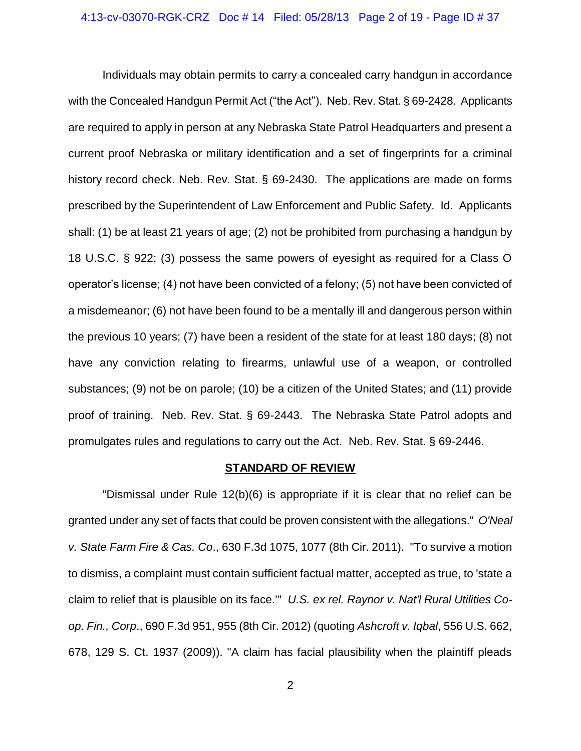Individuals may obtain permits to carry a concealed carry handgun in accordance with the Concealed Handgun Permit Act ("the Act"). Neb. Rev. Stat. § 69-2428. Applicants are required to apply in person at any Nebraska State Patrol Headquarters and present a current proof Nebraska or military identification and a set of fingerprints for a criminal history record check. Neb. Rev. Stat. § 69-2430. The applications are made on forms prescribed by the Superintendent of Law Enforcement and Public Safety. Id. Applicants shall: (1) be at least 21 years of age; (2) not be prohibited from purchasing a handgun by 18 U.S.C. § 922; (3) possess the same powers of eyesight as required for a Class O operator's license; (4) not have been convicted of a felony; (5) not have been convicted of a misdemeanor; (6) not have been found to be a mentally ill and dangerous person within the previous 10 years; (7) have been a resident of the state for at least 180 days; (8) not have any conviction relating to firearms, unlawful use of a weapon, or controlled substances; (9) not be on parole; (10) be a citizen of the United States; and (11) provide proof of training. Neb. Rev. Stat. § 69-2443. The Nebraska State Patrol adopts and promulgates rules and regulations to carry out the Act. Neb. Rev. Stat. § 69-2446.

## STANDARD OF REVIEW

"Dismissal under Rule 12(b)(6) is appropriate if it is clear that no relief can be granted under any set of facts that could be proven consistent with the allegations." *O'Neal v. State Farm Fire & Cas. Co*., 630 F.3d 1075, 1077 (8th Cir. 2011). "To survive a motion to dismiss, a complaint must contain sufficient factual matter, accepted as true, to 'state a claim to relief that is plausible on its face.'" *U.S. ex rel. Raynor v. Nat'l Rural Utilities Co-op. Fin., Corp*., 690 F.3d 951, 955 (8th Cir. 2012) (quoting *Ashcroft v. Iqbal*, 556 U.S. 662, 678, 129 S. Ct. 1937 (2009)). "A claim has facial plausibility when the plaintiff pleads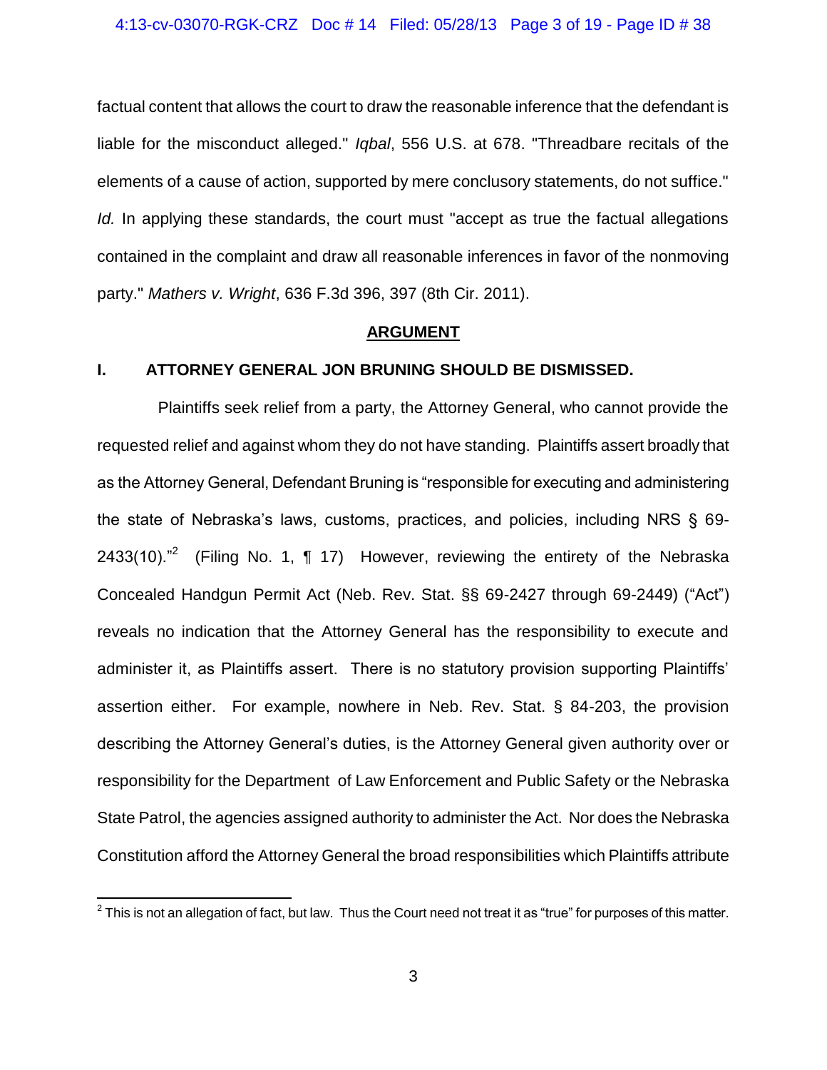factual content that allows the court to draw the reasonable inference that the defendant is liable for the misconduct alleged." *Iqbal*, 556 U.S. at 678. "Threadbare recitals of the elements of a cause of action, supported by mere conclusory statements, do not suffice." *Id.* In applying these standards, the court must "accept as true the factual allegations contained in the complaint and draw all reasonable inferences in favor of the nonmoving party." *Mathers v. Wright*, 636 F.3d 396, 397 (8th Cir. 2011).

## ARGUMENT

### I. ATTORNEY GENERAL JON BRUNING SHOULD BE DISMISSED.

Plaintiffs seek relief from a party, the Attorney General, who cannot provide the requested relief and against whom they do not have standing. Plaintiffs assert broadly that as the Attorney General, Defendant Bruning is "responsible for executing and administering the state of Nebraska's laws, customs, practices, and policies, including NRS § 69-2433(10)."[2] (Filing No. 1, ¶ 17) However, reviewing the entirety of the Nebraska Concealed Handgun Permit Act (Neb. Rev. Stat. §§ 69-2427 through 69-2449) ("Act") reveals no indication that the Attorney General has the responsibility to execute and administer it, as Plaintiffs assert. There is no statutory provision supporting Plaintiffs' assertion either. For example, nowhere in Neb. Rev. Stat. § 84-203, the provision describing the Attorney General's duties, is the Attorney General given authority over or responsibility for the Department of Law Enforcement and Public Safety or the Nebraska State Patrol, the agencies assigned authority to administer the Act. Nor does the Nebraska Constitution afford the Attorney General the broad responsibilities which Plaintiffs attribute

---

[2] This is not an allegation of fact, but law. Thus the Court need not treat it as "true" for purposes of this matter.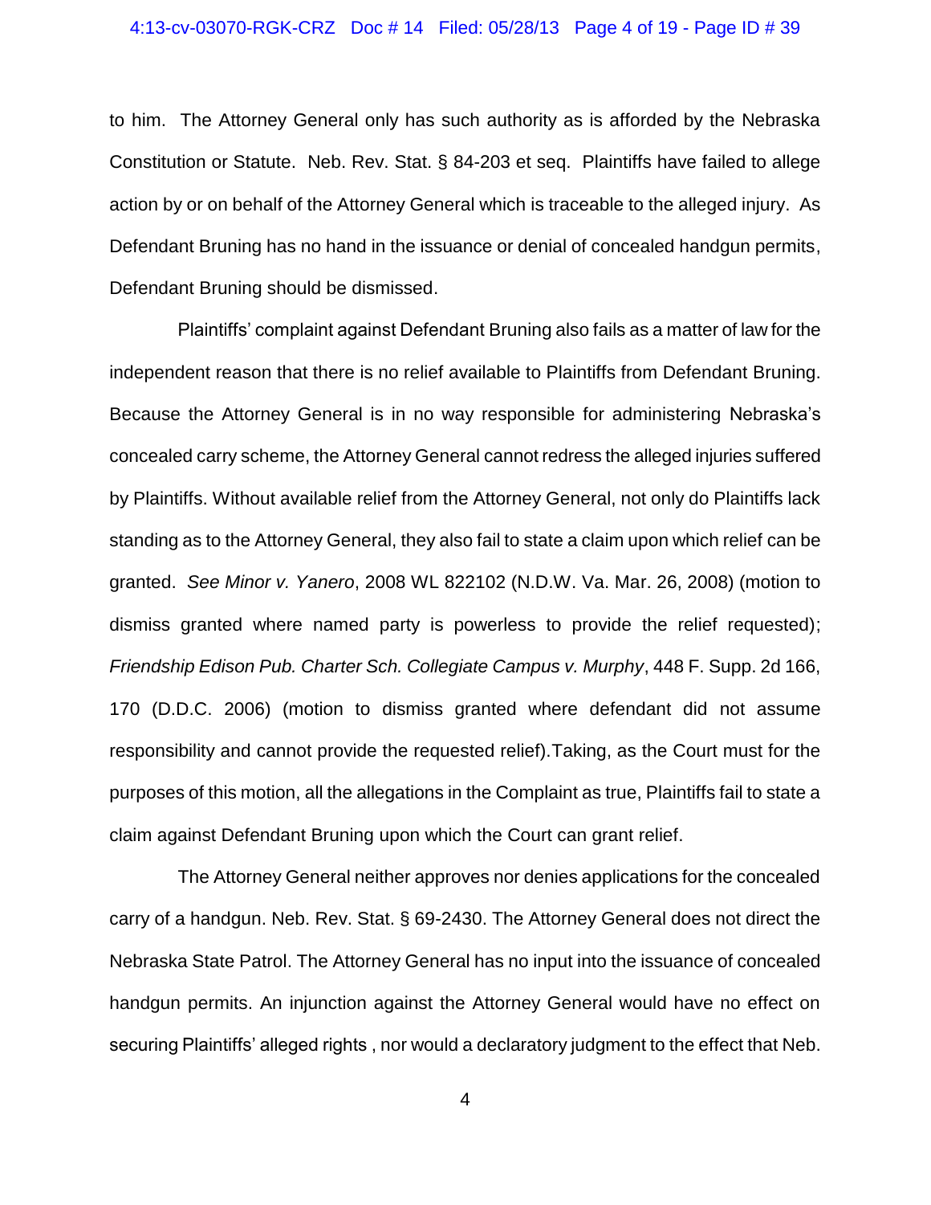to him. The Attorney General only has such authority as is afforded by the Nebraska Constitution or Statute. Neb. Rev. Stat. § 84-203 et seq. Plaintiffs have failed to allege action by or on behalf of the Attorney General which is traceable to the alleged injury. As Defendant Bruning has no hand in the issuance or denial of concealed handgun permits, Defendant Bruning should be dismissed.

Plaintiffs' complaint against Defendant Bruning also fails as a matter of law for the independent reason that there is no relief available to Plaintiffs from Defendant Bruning. Because the Attorney General is in no way responsible for administering Nebraska's concealed carry scheme, the Attorney General cannot redress the alleged injuries suffered by Plaintiffs. Without available relief from the Attorney General, not only do Plaintiffs lack standing as to the Attorney General, they also fail to state a claim upon which relief can be granted. *See Minor v. Yanero*, 2008 WL 822102 (N.D.W. Va. Mar. 26, 2008) (motion to dismiss granted where named party is powerless to provide the relief requested); *Friendship Edison Pub. Charter Sch. Collegiate Campus v. Murphy*, 448 F. Supp. 2d 166, 170 (D.D.C. 2006) (motion to dismiss granted where defendant did not assume responsibility and cannot provide the requested relief).Taking, as the Court must for the purposes of this motion, all the allegations in the Complaint as true, Plaintiffs fail to state a claim against Defendant Bruning upon which the Court can grant relief.

The Attorney General neither approves nor denies applications for the concealed carry of a handgun. Neb. Rev. Stat. § 69-2430. The Attorney General does not direct the Nebraska State Patrol. The Attorney General has no input into the issuance of concealed handgun permits. An injunction against the Attorney General would have no effect on securing Plaintiffs' alleged rights , nor would a declaratory judgment to the effect that Neb.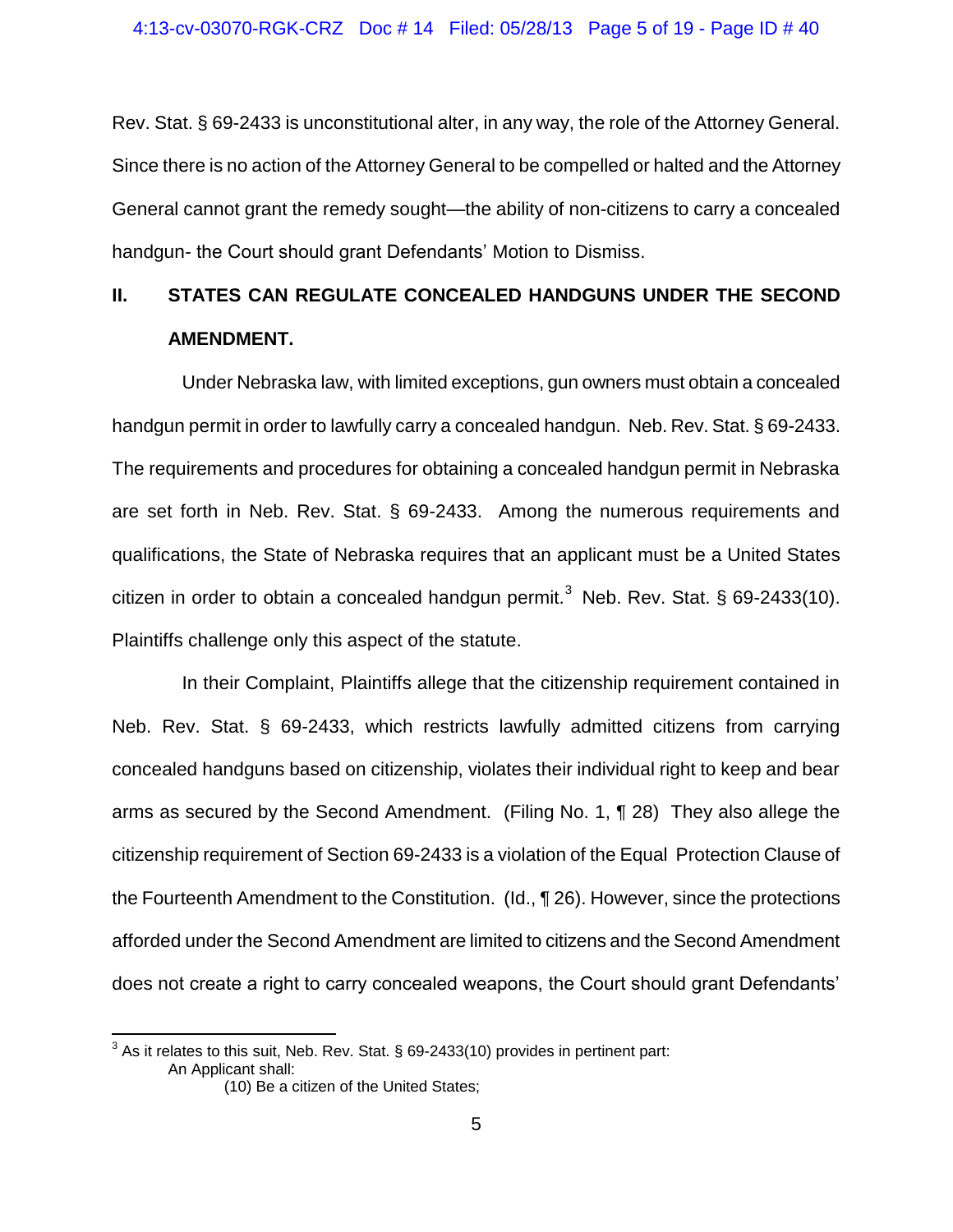Rev. Stat. § 69-2433 is unconstitutional alter, in any way, the role of the Attorney General. Since there is no action of the Attorney General to be compelled or halted and the Attorney General cannot grant the remedy sought—the ability of non-citizens to carry a concealed handgun- the Court should grant Defendants' Motion to Dismiss.

## II. STATES CAN REGULATE CONCEALED HANDGUNS UNDER THE SECOND AMENDMENT.

Under Nebraska law, with limited exceptions, gun owners must obtain a concealed handgun permit in order to lawfully carry a concealed handgun. Neb. Rev. Stat. § 69-2433. The requirements and procedures for obtaining a concealed handgun permit in Nebraska are set forth in Neb. Rev. Stat. § 69-2433. Among the numerous requirements and qualifications, the State of Nebraska requires that an applicant must be a United States citizen in order to obtain a concealed handgun permit.[3] Neb. Rev. Stat. § 69-2433(10). Plaintiffs challenge only this aspect of the statute.

In their Complaint, Plaintiffs allege that the citizenship requirement contained in Neb. Rev. Stat. § 69-2433, which restricts lawfully admitted citizens from carrying concealed handguns based on citizenship, violates their individual right to keep and bear arms as secured by the Second Amendment. (Filing No. 1, ¶ 28) They also allege the citizenship requirement of Section 69-2433 is a violation of the Equal Protection Clause of the Fourteenth Amendment to the Constitution. (Id., ¶ 26). However, since the protections afforded under the Second Amendment are limited to citizens and the Second Amendment does not create a right to carry concealed weapons, the Court should grant Defendants'

---

[3] As it relates to this suit, Neb. Rev. Stat. § 69-2433(10) provides in pertinent part:

> An Applicant shall:
>
> (10) Be a citizen of the United States;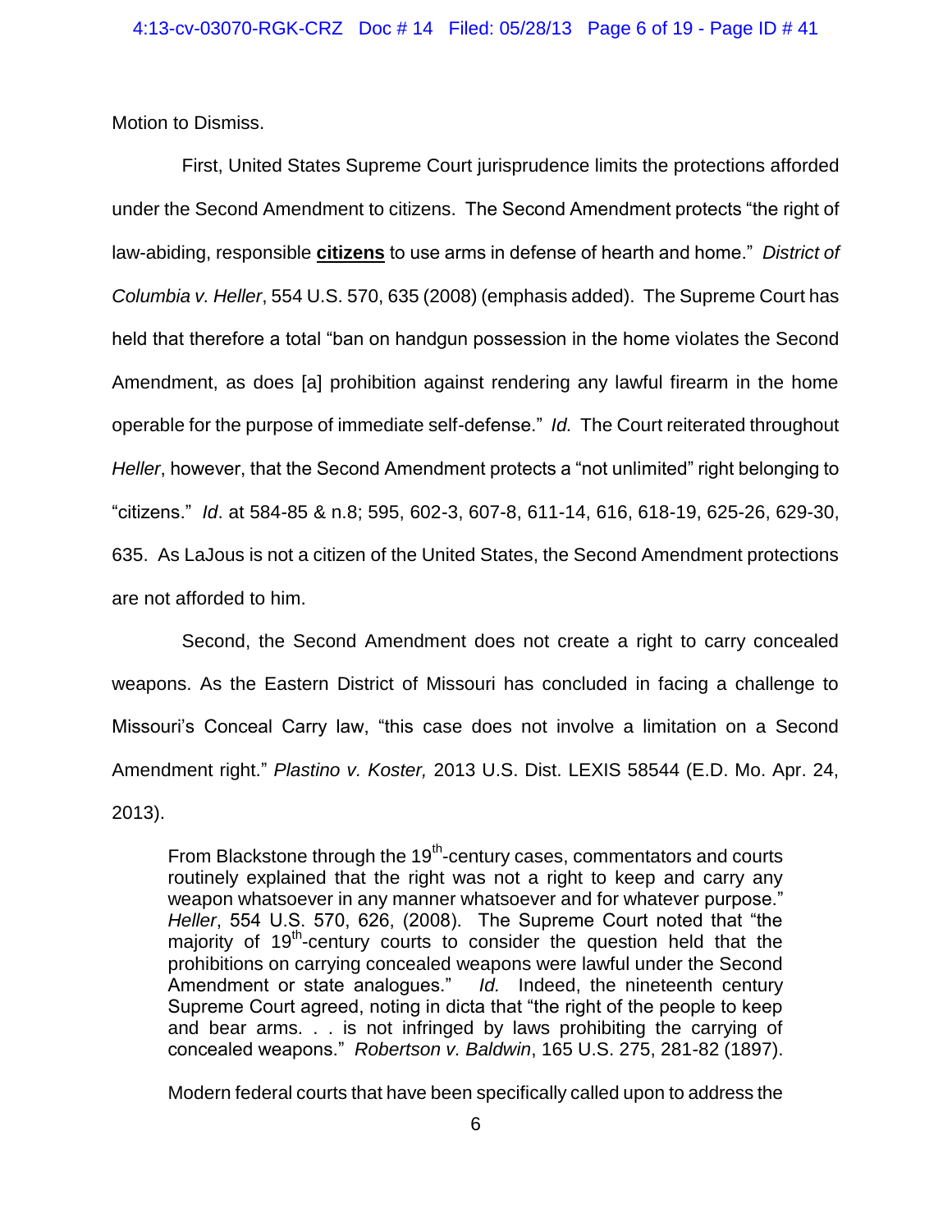Motion to Dismiss.

First, United States Supreme Court jurisprudence limits the protections afforded under the Second Amendment to citizens. The Second Amendment protects "the right of law-abiding, responsible **citizens** to use arms in defense of hearth and home." *District of Columbia v. Heller*, 554 U.S. 570, 635 (2008) (emphasis added). The Supreme Court has held that therefore a total "ban on handgun possession in the home violates the Second Amendment, as does [a] prohibition against rendering any lawful firearm in the home operable for the purpose of immediate self-defense." *Id.* The Court reiterated throughout *Heller*, however, that the Second Amendment protects a "not unlimited" right belonging to "citizens." *Id*. at 584-85 & n.8; 595, 602-3, 607-8, 611-14, 616, 618-19, 625-26, 629-30, 635. As LaJous is not a citizen of the United States, the Second Amendment protections are not afforded to him.

Second, the Second Amendment does not create a right to carry concealed weapons. As the Eastern District of Missouri has concluded in facing a challenge to Missouri's Conceal Carry law, "this case does not involve a limitation on a Second Amendment right." *Plastino v. Koster,* 2013 U.S. Dist. LEXIS 58544 (E.D. Mo. Apr. 24, 2013).

> From Blackstone through the 19th-century cases, commentators and courts routinely explained that the right was not a right to keep and carry any weapon whatsoever in any manner whatsoever and for whatever purpose." *Heller*, 554 U.S. 570, 626, (2008). The Supreme Court noted that "the majority of 19th-century courts to consider the question held that the prohibitions on carrying concealed weapons were lawful under the Second Amendment or state analogues." *Id.* Indeed, the nineteenth century Supreme Court agreed, noting in dicta that "the right of the people to keep and bear arms. . . is not infringed by laws prohibiting the carrying of concealed weapons." *Robertson v. Baldwin*, 165 U.S. 275, 281-82 (1897).
>
> Modern federal courts that have been specifically called upon to address the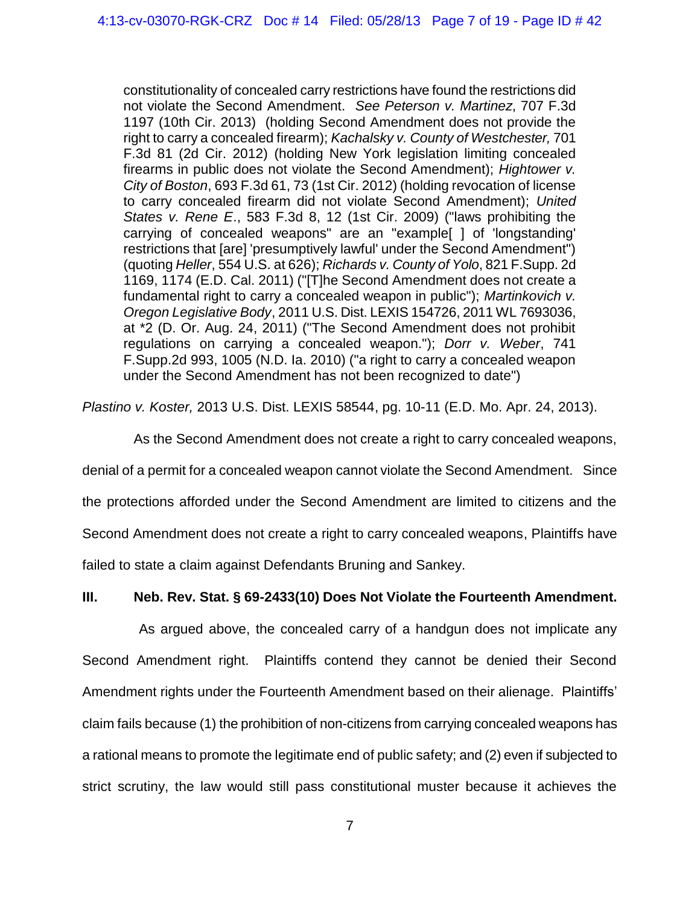> constitutionality of concealed carry restrictions have found the restrictions did not violate the Second Amendment. *See Peterson v. Martinez*, 707 F.3d 1197 (10th Cir. 2013) (holding Second Amendment does not provide the right to carry a concealed firearm); *Kachalsky v. County of Westchester,* 701 F.3d 81 (2d Cir. 2012) (holding New York legislation limiting concealed firearms in public does not violate the Second Amendment); *Hightower v. City of Boston*, 693 F.3d 61, 73 (1st Cir. 2012) (holding revocation of license to carry concealed firearm did not violate Second Amendment); *United States v. Rene E*., 583 F.3d 8, 12 (1st Cir. 2009) ("laws prohibiting the carrying of concealed weapons" are an "example[ ] of 'longstanding' restrictions that [are] 'presumptively lawful' under the Second Amendment") (quoting *Heller*, 554 U.S. at 626); *Richards v. County of Yolo*, 821 F.Supp. 2d 1169, 1174 (E.D. Cal. 2011) ("[T]he Second Amendment does not create a fundamental right to carry a concealed weapon in public"); *Martinkovich v. Oregon Legislative Body*, 2011 U.S. Dist. LEXIS 154726, 2011 WL 7693036, at *2 (D. Or. Aug. 24, 2011) ("The Second Amendment does not prohibit regulations on carrying a concealed weapon."); *Dorr v. Weber*, 741 F.Supp.2d 993, 1005 (N.D. Ia. 2010) ("a right to carry a concealed weapon under the Second Amendment has not been recognized to date")

*Plastino v. Koster,* 2013 U.S. Dist. LEXIS 58544, pg. 10-11 (E.D. Mo. Apr. 24, 2013).

As the Second Amendment does not create a right to carry concealed weapons, denial of a permit for a concealed weapon cannot violate the Second Amendment. Since the protections afforded under the Second Amendment are limited to citizens and the Second Amendment does not create a right to carry concealed weapons, Plaintiffs have failed to state a claim against Defendants Bruning and Sankey.

**III. Neb. Rev. Stat. § 69-2433(10) Does Not Violate the Fourteenth Amendment.**

As argued above, the concealed carry of a handgun does not implicate any Second Amendment right. Plaintiffs contend they cannot be denied their Second Amendment rights under the Fourteenth Amendment based on their alienage. Plaintiffs' claim fails because (1) the prohibition of non-citizens from carrying concealed weapons has a rational means to promote the legitimate end of public safety; and (2) even if subjected to strict scrutiny, the law would still pass constitutional muster because it achieves the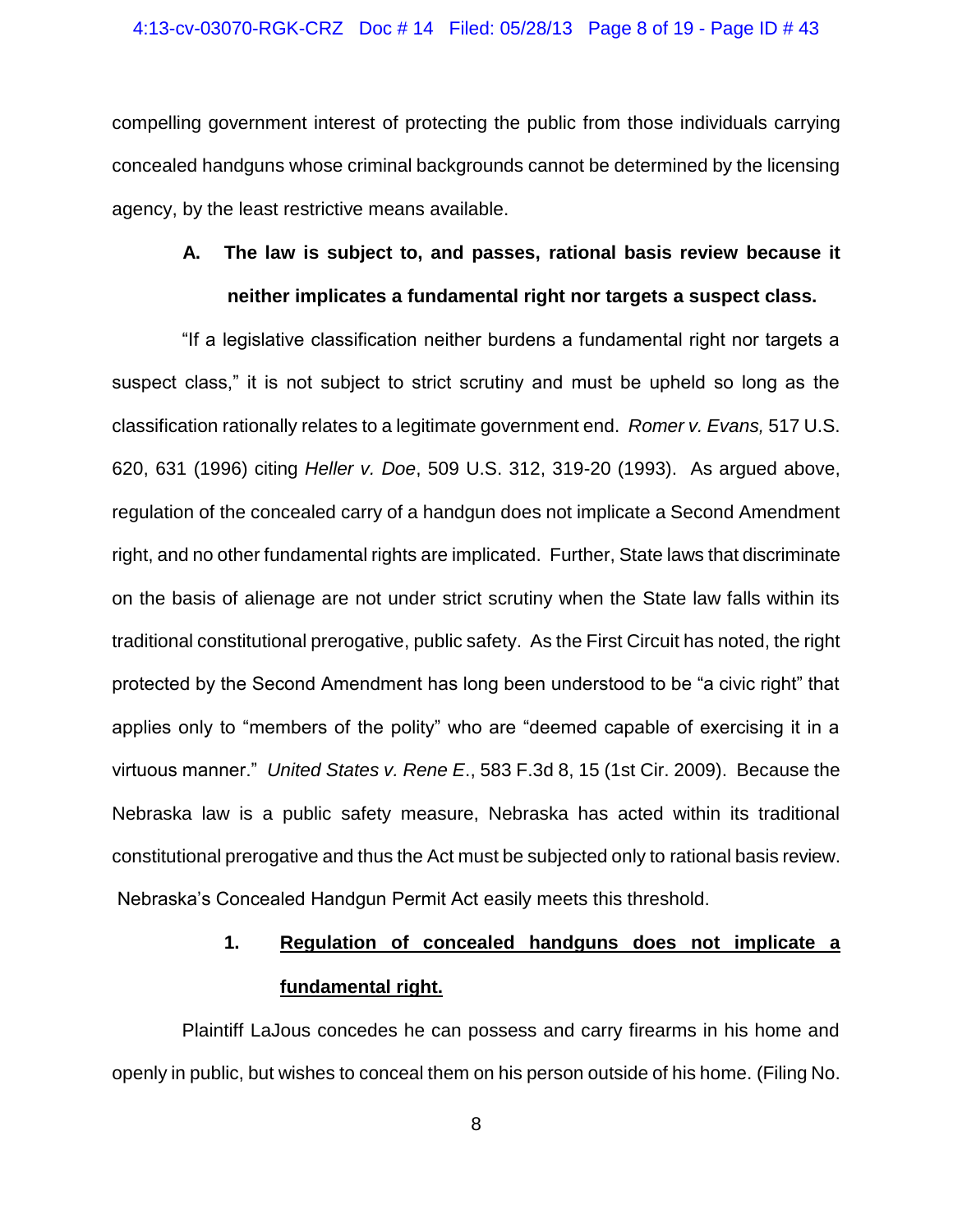compelling government interest of protecting the public from those individuals carrying concealed handguns whose criminal backgrounds cannot be determined by the licensing agency, by the least restrictive means available.

### A. The law is subject to, and passes, rational basis review because it neither implicates a fundamental right nor targets a suspect class.

"If a legislative classification neither burdens a fundamental right nor targets a suspect class," it is not subject to strict scrutiny and must be upheld so long as the classification rationally relates to a legitimate government end. *Romer v. Evans,* 517 U.S. 620, 631 (1996) citing *Heller v. Doe*, 509 U.S. 312, 319-20 (1993). As argued above, regulation of the concealed carry of a handgun does not implicate a Second Amendment right, and no other fundamental rights are implicated. Further, State laws that discriminate on the basis of alienage are not under strict scrutiny when the State law falls within its traditional constitutional prerogative, public safety. As the First Circuit has noted, the right protected by the Second Amendment has long been understood to be "a civic right" that applies only to "members of the polity" who are "deemed capable of exercising it in a virtuous manner." *United States v. Rene E*., 583 F.3d 8, 15 (1st Cir. 2009). Because the Nebraska law is a public safety measure, Nebraska has acted within its traditional constitutional prerogative and thus the Act must be subjected only to rational basis review. Nebraska's Concealed Handgun Permit Act easily meets this threshold.

#### 1. <u>Regulation of concealed handguns does not implicate a fundamental right.</u>

Plaintiff LaJous concedes he can possess and carry firearms in his home and openly in public, but wishes to conceal them on his person outside of his home. (Filing No.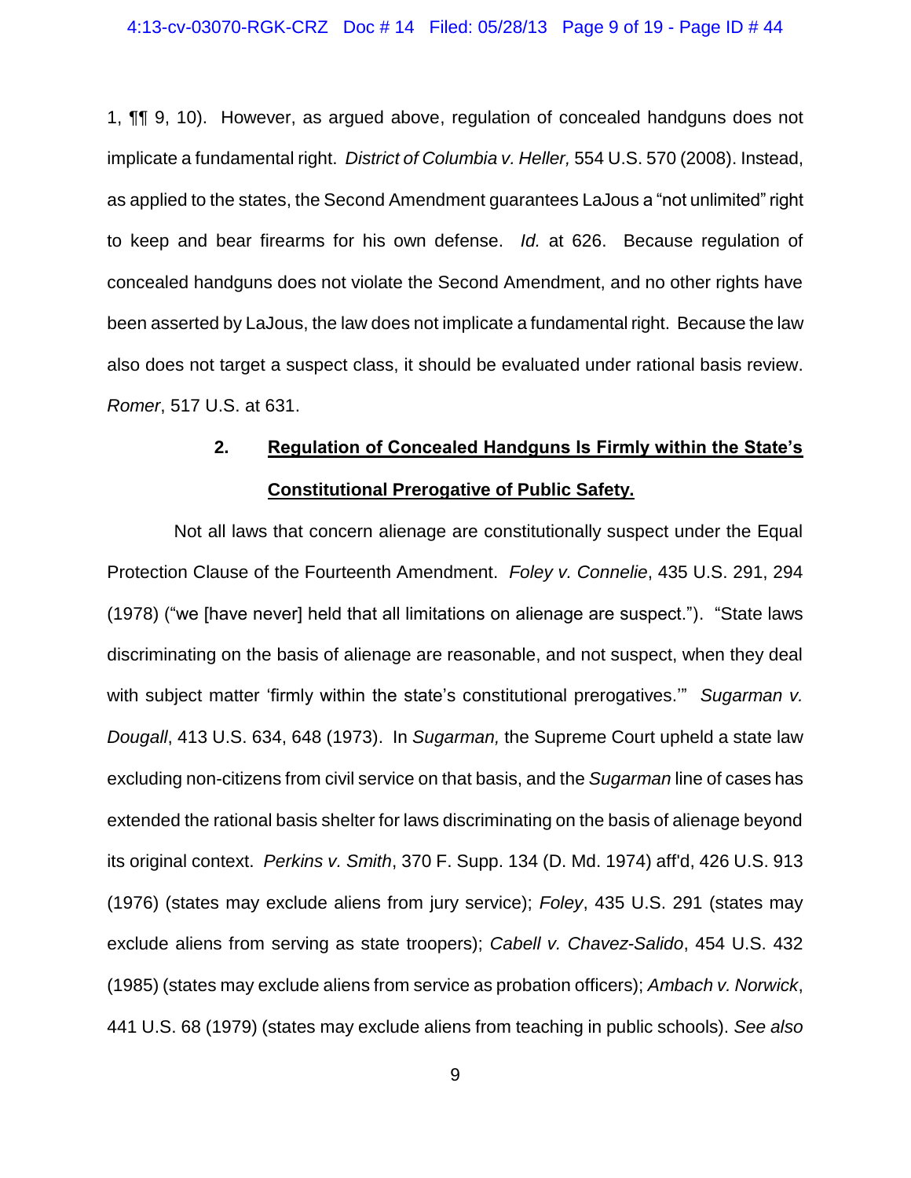1, ¶¶ 9, 10). However, as argued above, regulation of concealed handguns does not implicate a fundamental right. *District of Columbia v. Heller,* 554 U.S. 570 (2008). Instead, as applied to the states, the Second Amendment guarantees LaJous a "not unlimited" right to keep and bear firearms for his own defense. *Id.* at 626. Because regulation of concealed handguns does not violate the Second Amendment, and no other rights have been asserted by LaJous, the law does not implicate a fundamental right. Because the law also does not target a suspect class, it should be evaluated under rational basis review. *Romer*, 517 U.S. at 631.

### 2. **<u>Regulation of Concealed Handguns Is Firmly within the State's Constitutional Prerogative of Public Safety.</u>**

Not all laws that concern alienage are constitutionally suspect under the Equal Protection Clause of the Fourteenth Amendment. *Foley v. Connelie*, 435 U.S. 291, 294 (1978) ("we [have never] held that all limitations on alienage are suspect."). "State laws discriminating on the basis of alienage are reasonable, and not suspect, when they deal with subject matter 'firmly within the state's constitutional prerogatives.'" *Sugarman v. Dougall*, 413 U.S. 634, 648 (1973). In *Sugarman,* the Supreme Court upheld a state law excluding non-citizens from civil service on that basis, and the *Sugarman* line of cases has extended the rational basis shelter for laws discriminating on the basis of alienage beyond its original context. *Perkins v. Smith*, 370 F. Supp. 134 (D. Md. 1974) aff'd, 426 U.S. 913 (1976) (states may exclude aliens from jury service); *Foley*, 435 U.S. 291 (states may exclude aliens from serving as state troopers); *Cabell v. Chavez-Salido*, 454 U.S. 432 (1985) (states may exclude aliens from service as probation officers); *Ambach v. Norwick*, 441 U.S. 68 (1979) (states may exclude aliens from teaching in public schools). *See also*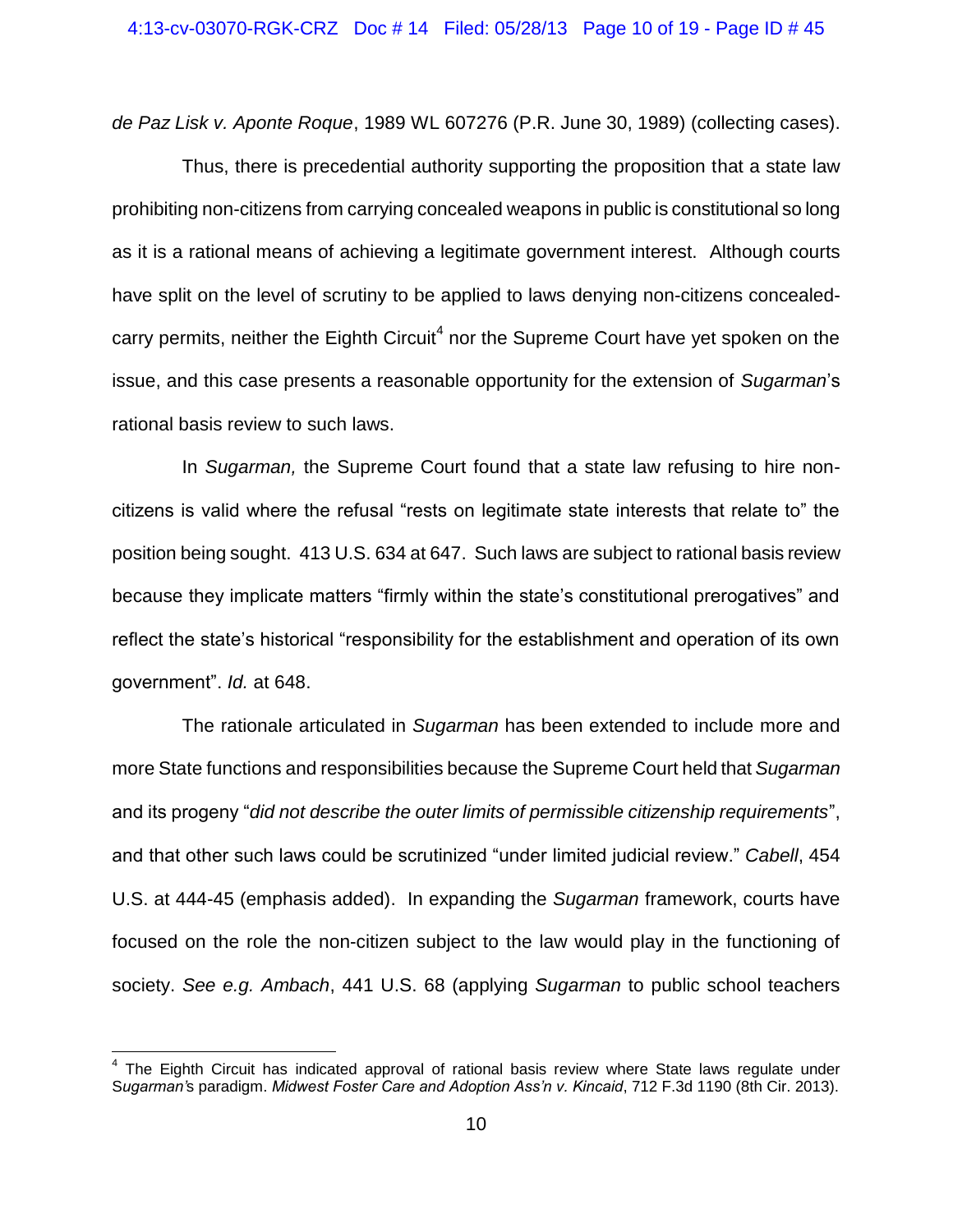*de Paz Lisk v. Aponte Roque*, 1989 WL 607276 (P.R. June 30, 1989) (collecting cases).

Thus, there is precedential authority supporting the proposition that a state law prohibiting non-citizens from carrying concealed weapons in public is constitutional so long as it is a rational means of achieving a legitimate government interest. Although courts have split on the level of scrutiny to be applied to laws denying non-citizens concealed-carry permits, neither the Eighth Circuit[4] nor the Supreme Court have yet spoken on the issue, and this case presents a reasonable opportunity for the extension of *Sugarman*'s rational basis review to such laws.

In *Sugarman,* the Supreme Court found that a state law refusing to hire non-citizens is valid where the refusal "rests on legitimate state interests that relate to" the position being sought. 413 U.S. 634 at 647. Such laws are subject to rational basis review because they implicate matters "firmly within the state's constitutional prerogatives" and reflect the state's historical "responsibility for the establishment and operation of its own government". *Id.* at 648.

The rationale articulated in *Sugarman* has been extended to include more and more State functions and responsibilities because the Supreme Court held that *Sugarman* and its progeny "*did not describe the outer limits of permissible citizenship requirements*", and that other such laws could be scrutinized "under limited judicial review." *Cabell*, 454 U.S. at 444-45 (emphasis added). In expanding the *Sugarman* framework, courts have focused on the role the non-citizen subject to the law would play in the functioning of society. *See e.g. Ambach*, 441 U.S. 68 (applying *Sugarman* to public school teachers

[4] The Eighth Circuit has indicated approval of rational basis review where State laws regulate under *Sugarman's* paradigm. *Midwest Foster Care and Adoption Ass'n v. Kincaid*, 712 F.3d 1190 (8th Cir. 2013).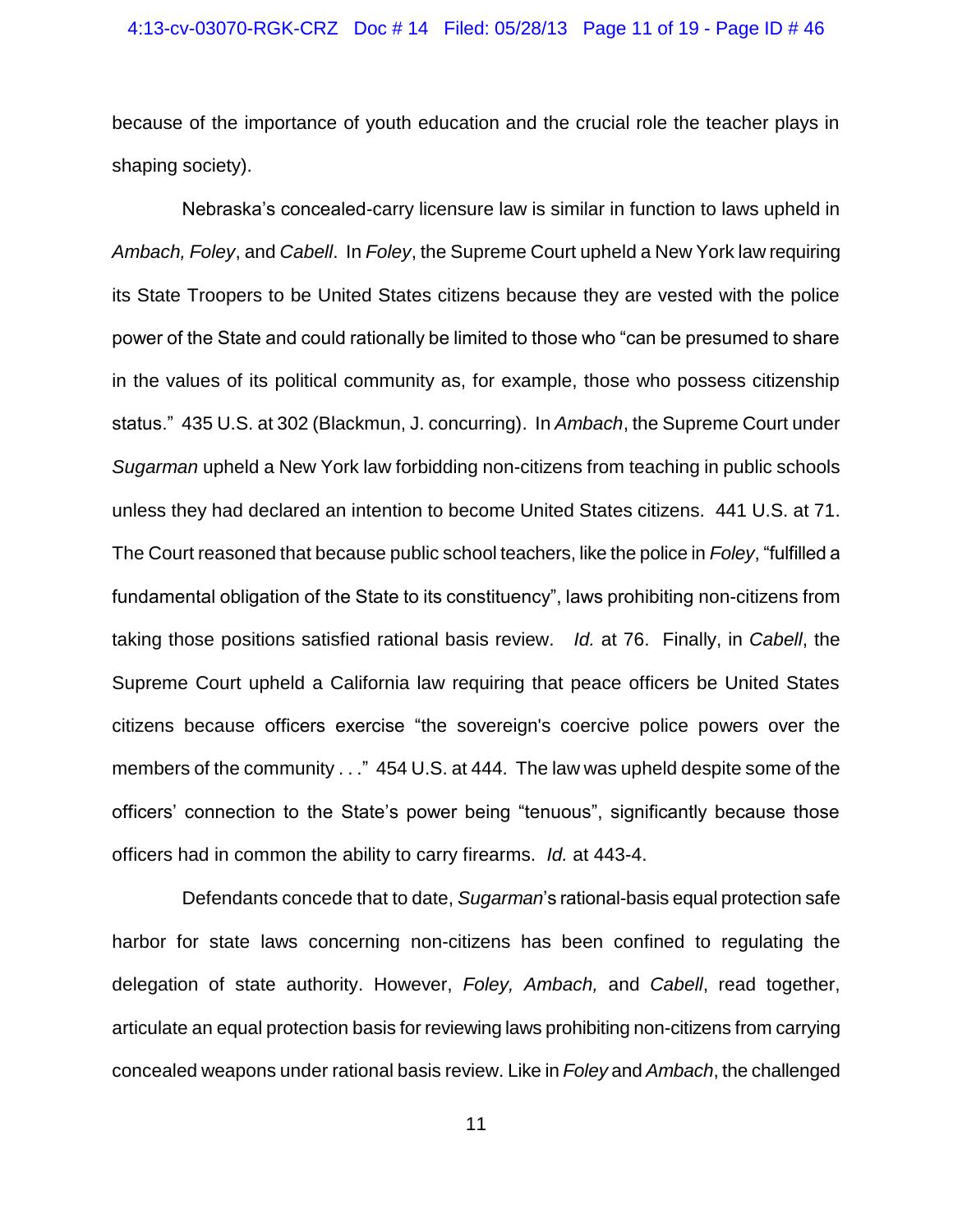because of the importance of youth education and the crucial role the teacher plays in shaping society).

Nebraska's concealed-carry licensure law is similar in function to laws upheld in *Ambach, Foley*, and *Cabell*. In *Foley*, the Supreme Court upheld a New York law requiring its State Troopers to be United States citizens because they are vested with the police power of the State and could rationally be limited to those who "can be presumed to share in the values of its political community as, for example, those who possess citizenship status." 435 U.S. at 302 (Blackmun, J. concurring). In *Ambach*, the Supreme Court under *Sugarman* upheld a New York law forbidding non-citizens from teaching in public schools unless they had declared an intention to become United States citizens. 441 U.S. at 71. The Court reasoned that because public school teachers, like the police in *Foley*, "fulfilled a fundamental obligation of the State to its constituency", laws prohibiting non-citizens from taking those positions satisfied rational basis review. *Id.* at 76. Finally, in *Cabell*, the Supreme Court upheld a California law requiring that peace officers be United States citizens because officers exercise "the sovereign's coercive police powers over the members of the community . . ." 454 U.S. at 444. The law was upheld despite some of the officers' connection to the State's power being "tenuous", significantly because those officers had in common the ability to carry firearms. *Id.* at 443-4.

Defendants concede that to date, *Sugarman*'s rational-basis equal protection safe harbor for state laws concerning non-citizens has been confined to regulating the delegation of state authority. However, *Foley, Ambach,* and *Cabell*, read together, articulate an equal protection basis for reviewing laws prohibiting non-citizens from carrying concealed weapons under rational basis review. Like in *Foley* and *Ambach*, the challenged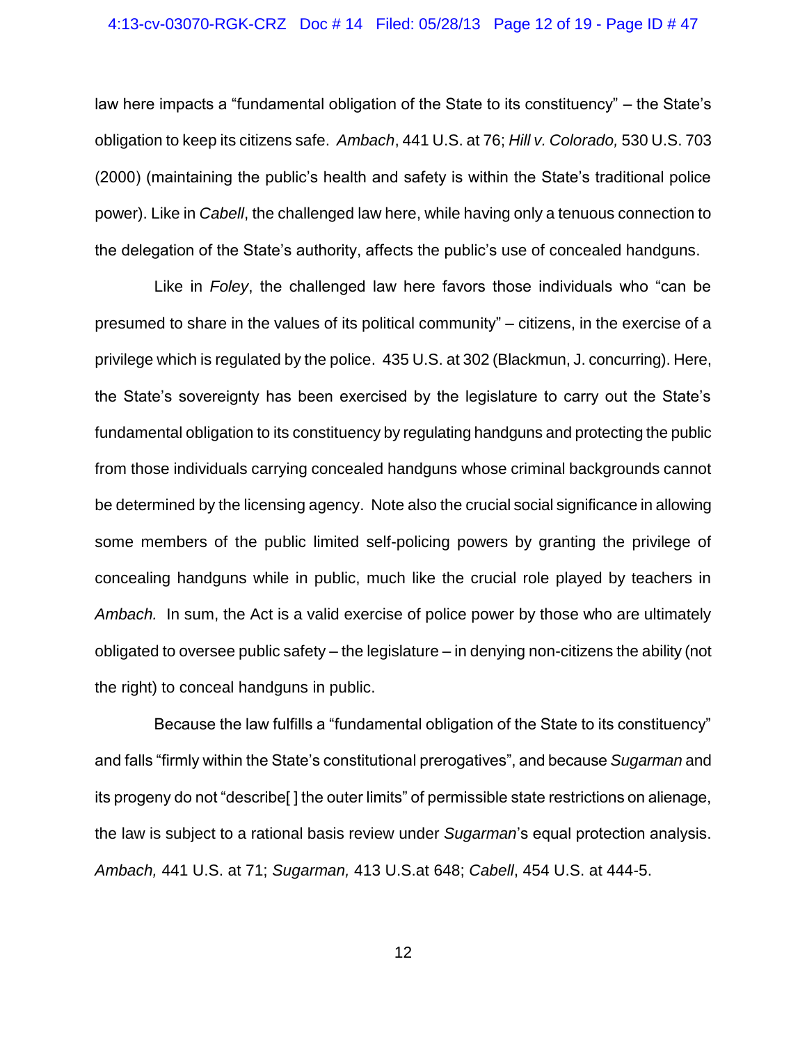law here impacts a "fundamental obligation of the State to its constituency" – the State's obligation to keep its citizens safe. *Ambach*, 441 U.S. at 76; *Hill v. Colorado,* 530 U.S. 703 (2000) (maintaining the public's health and safety is within the State's traditional police power). Like in *Cabell*, the challenged law here, while having only a tenuous connection to the delegation of the State's authority, affects the public's use of concealed handguns.

Like in *Foley*, the challenged law here favors those individuals who "can be presumed to share in the values of its political community" – citizens, in the exercise of a privilege which is regulated by the police. 435 U.S. at 302 (Blackmun, J. concurring). Here, the State's sovereignty has been exercised by the legislature to carry out the State's fundamental obligation to its constituency by regulating handguns and protecting the public from those individuals carrying concealed handguns whose criminal backgrounds cannot be determined by the licensing agency. Note also the crucial social significance in allowing some members of the public limited self-policing powers by granting the privilege of concealing handguns while in public, much like the crucial role played by teachers in *Ambach.* In sum, the Act is a valid exercise of police power by those who are ultimately obligated to oversee public safety – the legislature – in denying non-citizens the ability (not the right) to conceal handguns in public.

Because the law fulfills a "fundamental obligation of the State to its constituency" and falls "firmly within the State's constitutional prerogatives", and because *Sugarman* and its progeny do not "describe[ ] the outer limits" of permissible state restrictions on alienage, the law is subject to a rational basis review under *Sugarman*'s equal protection analysis. *Ambach,* 441 U.S. at 71; *Sugarman,* 413 U.S.at 648; *Cabell*, 454 U.S. at 444-5.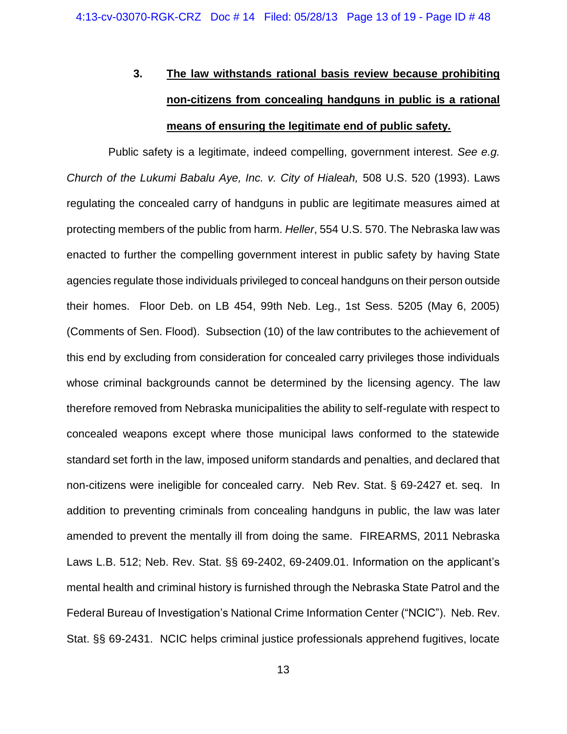### 3. **The law withstands rational basis review because prohibiting non-citizens from concealing handguns in public is a rational means of ensuring the legitimate end of public safety.**

Public safety is a legitimate, indeed compelling, government interest. *See e.g. Church of the Lukumi Babalu Aye, Inc. v. City of Hialeah,* 508 U.S. 520 (1993). Laws regulating the concealed carry of handguns in public are legitimate measures aimed at protecting members of the public from harm. *Heller*, 554 U.S. 570. The Nebraska law was enacted to further the compelling government interest in public safety by having State agencies regulate those individuals privileged to conceal handguns on their person outside their homes. Floor Deb. on LB 454, 99th Neb. Leg., 1st Sess. 5205 (May 6, 2005) (Comments of Sen. Flood). Subsection (10) of the law contributes to the achievement of this end by excluding from consideration for concealed carry privileges those individuals whose criminal backgrounds cannot be determined by the licensing agency. The law therefore removed from Nebraska municipalities the ability to self-regulate with respect to concealed weapons except where those municipal laws conformed to the statewide standard set forth in the law, imposed uniform standards and penalties, and declared that non-citizens were ineligible for concealed carry. Neb Rev. Stat. § 69-2427 et. seq. In addition to preventing criminals from concealing handguns in public, the law was later amended to prevent the mentally ill from doing the same. FIREARMS, 2011 Nebraska Laws L.B. 512; Neb. Rev. Stat. §§ 69-2402, 69-2409.01. Information on the applicant's mental health and criminal history is furnished through the Nebraska State Patrol and the Federal Bureau of Investigation's National Crime Information Center ("NCIC"). Neb. Rev. Stat. §§ 69-2431. NCIC helps criminal justice professionals apprehend fugitives, locate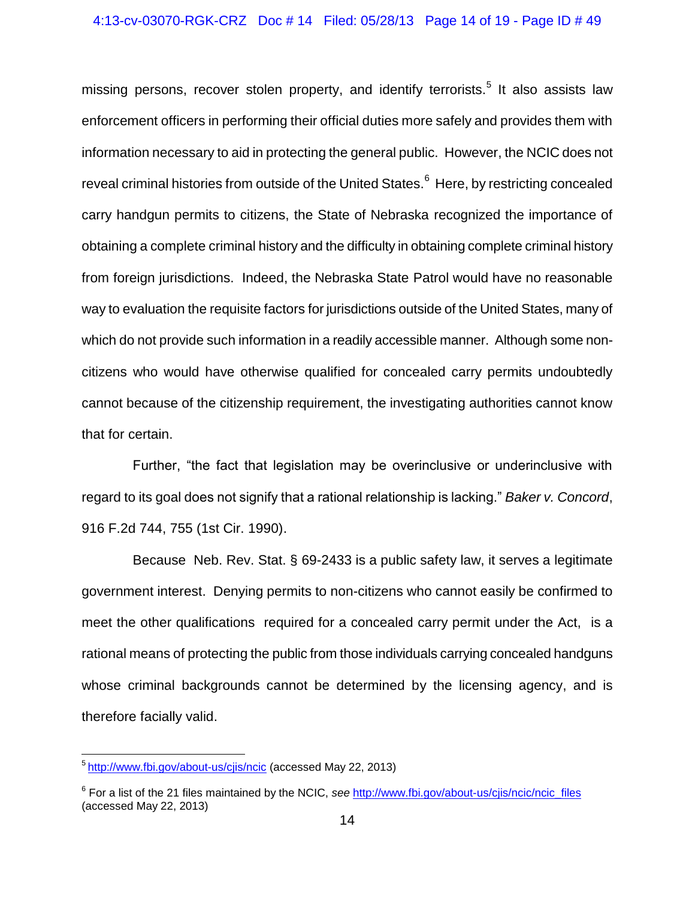missing persons, recover stolen property, and identify terrorists.[5] It also assists law enforcement officers in performing their official duties more safely and provides them with information necessary to aid in protecting the general public. However, the NCIC does not reveal criminal histories from outside of the United States.[6] Here, by restricting concealed carry handgun permits to citizens, the State of Nebraska recognized the importance of obtaining a complete criminal history and the difficulty in obtaining complete criminal history from foreign jurisdictions. Indeed, the Nebraska State Patrol would have no reasonable way to evaluation the requisite factors for jurisdictions outside of the United States, many of which do not provide such information in a readily accessible manner. Although some non-citizens who would have otherwise qualified for concealed carry permits undoubtedly cannot because of the citizenship requirement, the investigating authorities cannot know that for certain.

Further, "the fact that legislation may be overinclusive or underinclusive with regard to its goal does not signify that a rational relationship is lacking." *Baker v. Concord*, 916 F.2d 744, 755 (1st Cir. 1990).

Because Neb. Rev. Stat. § 69-2433 is a public safety law, it serves a legitimate government interest. Denying permits to non-citizens who cannot easily be confirmed to meet the other qualifications required for a concealed carry permit under the Act, is a rational means of protecting the public from those individuals carrying concealed handguns whose criminal backgrounds cannot be determined by the licensing agency, and is therefore facially valid.

---

[5] http://www.fbi.gov/about-us/cjis/ncic (accessed May 22, 2013)

[6] For a list of the 21 files maintained by the NCIC, *see* http://www.fbi.gov/about-us/cjis/ncic/ncic_files (accessed May 22, 2013)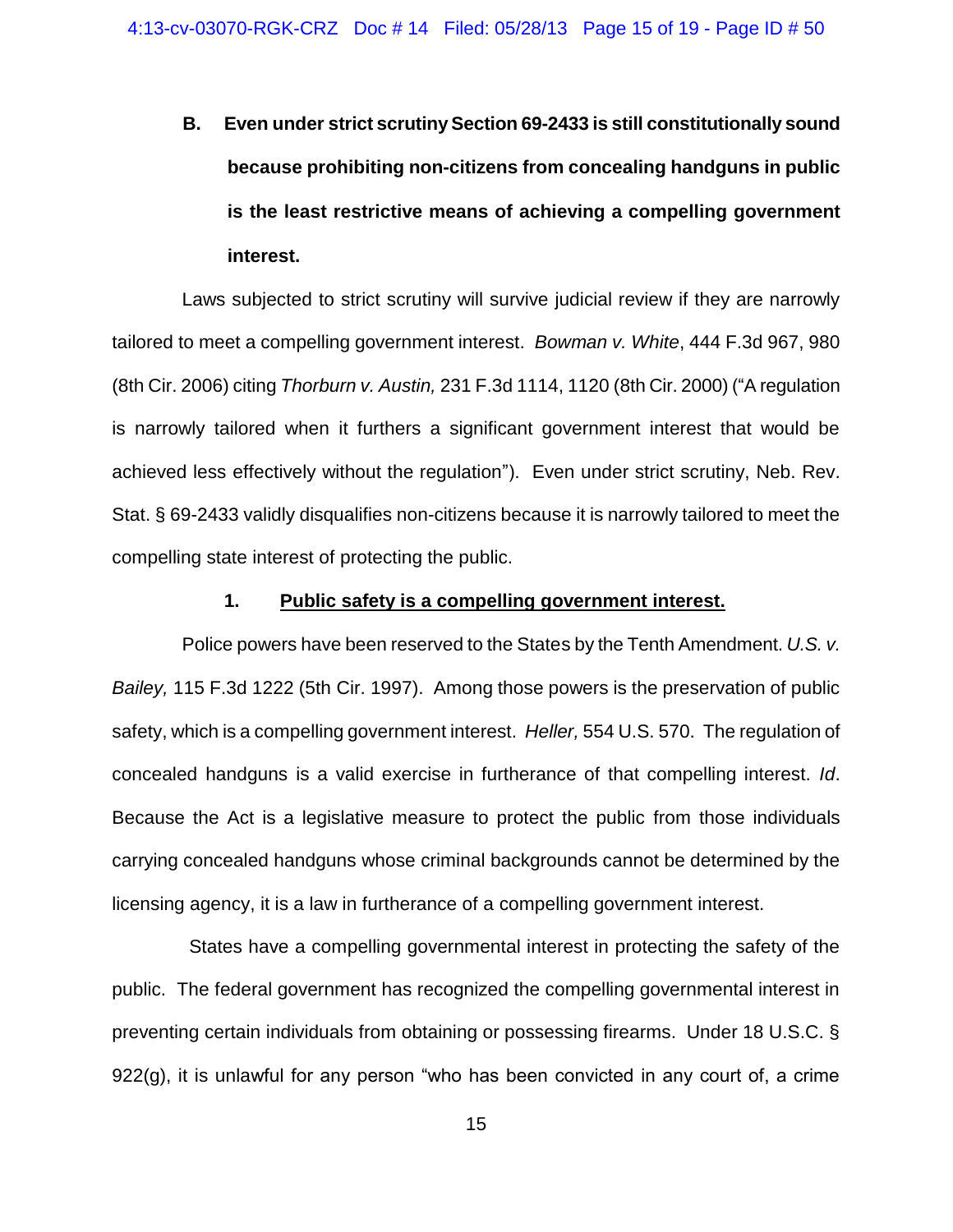### B. Even under strict scrutiny Section 69-2433 is still constitutionally sound because prohibiting non-citizens from concealing handguns in public is the least restrictive means of achieving a compelling government interest.

Laws subjected to strict scrutiny will survive judicial review if they are narrowly tailored to meet a compelling government interest. *Bowman v. White*, 444 F.3d 967, 980 (8th Cir. 2006) citing *Thorburn v. Austin,* 231 F.3d 1114, 1120 (8th Cir. 2000) ("A regulation is narrowly tailored when it furthers a significant government interest that would be achieved less effectively without the regulation"). Even under strict scrutiny, Neb. Rev. Stat. § 69-2433 validly disqualifies non-citizens because it is narrowly tailored to meet the compelling state interest of protecting the public.

#### 1. <u>Public safety is a compelling government interest.</u>

Police powers have been reserved to the States by the Tenth Amendment. *U.S. v. Bailey,* 115 F.3d 1222 (5th Cir. 1997). Among those powers is the preservation of public safety, which is a compelling government interest. *Heller,* 554 U.S. 570. The regulation of concealed handguns is a valid exercise in furtherance of that compelling interest. *Id*. Because the Act is a legislative measure to protect the public from those individuals carrying concealed handguns whose criminal backgrounds cannot be determined by the licensing agency, it is a law in furtherance of a compelling government interest.

States have a compelling governmental interest in protecting the safety of the public. The federal government has recognized the compelling governmental interest in preventing certain individuals from obtaining or possessing firearms. Under 18 U.S.C. § 922(g), it is unlawful for any person "who has been convicted in any court of, a crime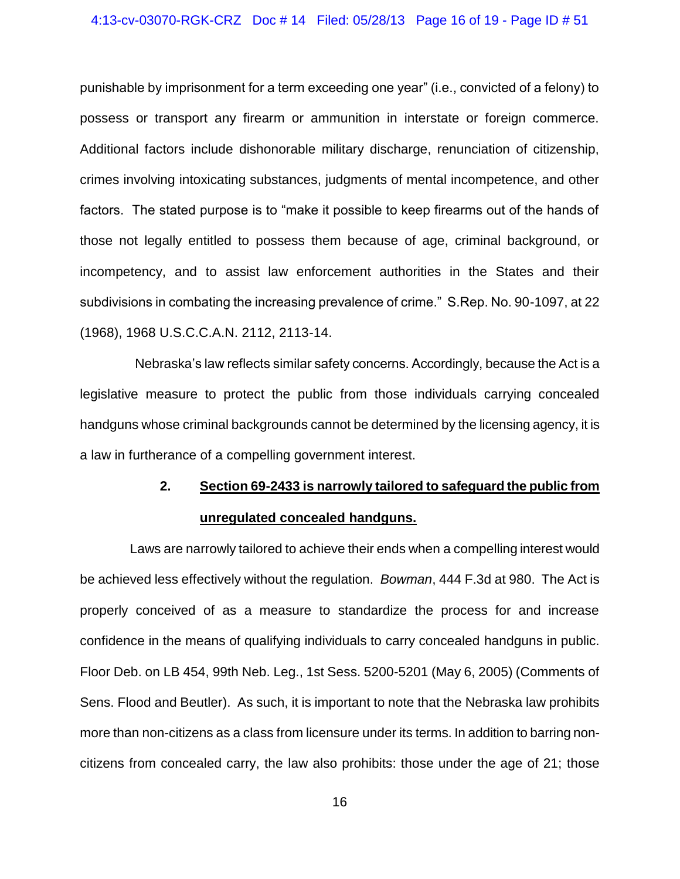punishable by imprisonment for a term exceeding one year" (i.e., convicted of a felony) to possess or transport any firearm or ammunition in interstate or foreign commerce. Additional factors include dishonorable military discharge, renunciation of citizenship, crimes involving intoxicating substances, judgments of mental incompetence, and other factors. The stated purpose is to "make it possible to keep firearms out of the hands of those not legally entitled to possess them because of age, criminal background, or incompetency, and to assist law enforcement authorities in the States and their subdivisions in combating the increasing prevalence of crime." S.Rep. No. 90-1097, at 22 (1968), 1968 U.S.C.C.A.N. 2112, 2113-14.

Nebraska's law reflects similar safety concerns. Accordingly, because the Act is a legislative measure to protect the public from those individuals carrying concealed handguns whose criminal backgrounds cannot be determined by the licensing agency, it is a law in furtherance of a compelling government interest.

**2. <u>Section 69-2433 is narrowly tailored to safeguard the public from unregulated concealed handguns.</u>**

Laws are narrowly tailored to achieve their ends when a compelling interest would be achieved less effectively without the regulation. *Bowman*, 444 F.3d at 980. The Act is properly conceived of as a measure to standardize the process for and increase confidence in the means of qualifying individuals to carry concealed handguns in public. Floor Deb. on LB 454, 99th Neb. Leg., 1st Sess. 5200-5201 (May 6, 2005) (Comments of Sens. Flood and Beutler). As such, it is important to note that the Nebraska law prohibits more than non-citizens as a class from licensure under its terms. In addition to barring non-citizens from concealed carry, the law also prohibits: those under the age of 21; those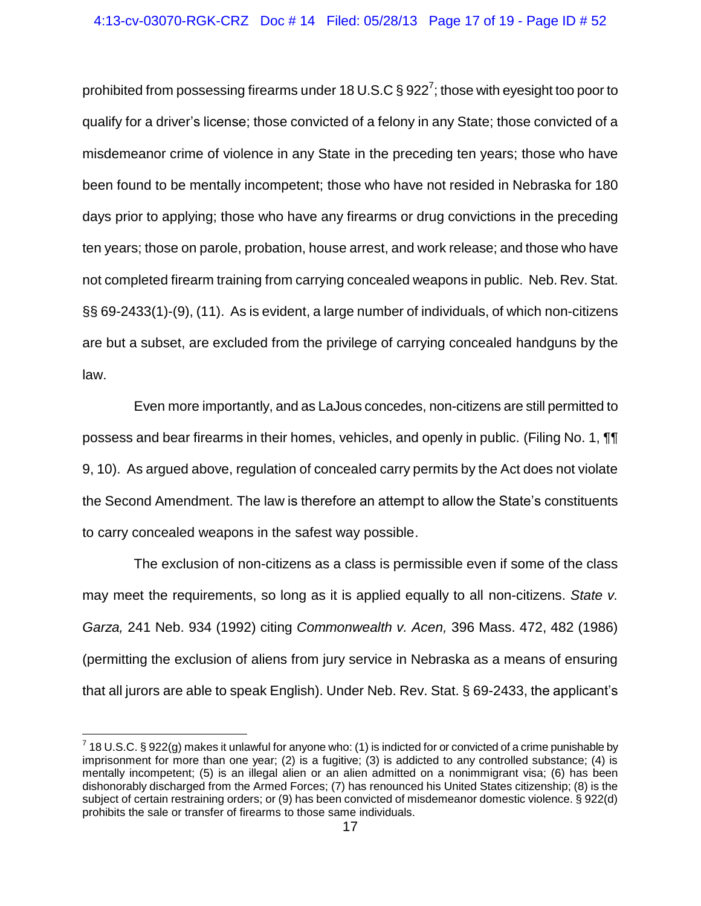prohibited from possessing firearms under 18 U.S.C § 922[7]; those with eyesight too poor to qualify for a driver's license; those convicted of a felony in any State; those convicted of a misdemeanor crime of violence in any State in the preceding ten years; those who have been found to be mentally incompetent; those who have not resided in Nebraska for 180 days prior to applying; those who have any firearms or drug convictions in the preceding ten years; those on parole, probation, house arrest, and work release; and those who have not completed firearm training from carrying concealed weapons in public. Neb. Rev. Stat. §§ 69-2433(1)-(9), (11). As is evident, a large number of individuals, of which non-citizens are but a subset, are excluded from the privilege of carrying concealed handguns by the law.

Even more importantly, and as LaJous concedes, non-citizens are still permitted to possess and bear firearms in their homes, vehicles, and openly in public. (Filing No. 1, ¶¶ 9, 10). As argued above, regulation of concealed carry permits by the Act does not violate the Second Amendment. The law is therefore an attempt to allow the State's constituents to carry concealed weapons in the safest way possible.

The exclusion of non-citizens as a class is permissible even if some of the class may meet the requirements, so long as it is applied equally to all non-citizens. *State v. Garza,* 241 Neb. 934 (1992) citing *Commonwealth v. Acen,* 396 Mass. 472, 482 (1986) (permitting the exclusion of aliens from jury service in Nebraska as a means of ensuring that all jurors are able to speak English). Under Neb. Rev. Stat. § 69-2433, the applicant's

---

[7] 18 U.S.C. § 922(g) makes it unlawful for anyone who: (1) is indicted for or convicted of a crime punishable by imprisonment for more than one year; (2) is a fugitive; (3) is addicted to any controlled substance; (4) is mentally incompetent; (5) is an illegal alien or an alien admitted on a nonimmigrant visa; (6) has been dishonorably discharged from the Armed Forces; (7) has renounced his United States citizenship; (8) is the subject of certain restraining orders; or (9) has been convicted of misdemeanor domestic violence. § 922(d) prohibits the sale or transfer of firearms to those same individuals.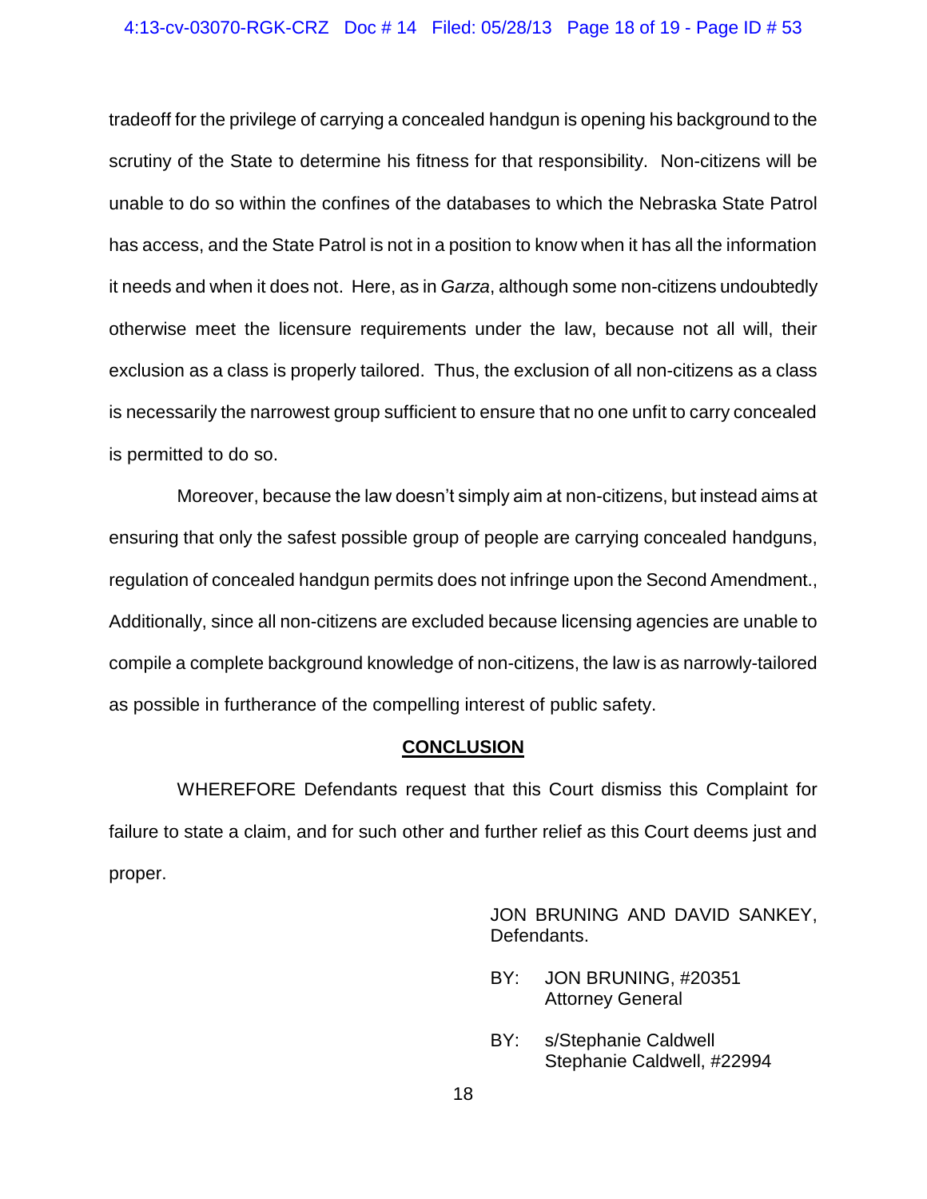tradeoff for the privilege of carrying a concealed handgun is opening his background to the scrutiny of the State to determine his fitness for that responsibility. Non-citizens will be unable to do so within the confines of the databases to which the Nebraska State Patrol has access, and the State Patrol is not in a position to know when it has all the information it needs and when it does not. Here, as in *Garza*, although some non-citizens undoubtedly otherwise meet the licensure requirements under the law, because not all will, their exclusion as a class is properly tailored. Thus, the exclusion of all non-citizens as a class is necessarily the narrowest group sufficient to ensure that no one unfit to carry concealed is permitted to do so.

Moreover, because the law doesn't simply aim at non-citizens, but instead aims at ensuring that only the safest possible group of people are carrying concealed handguns, regulation of concealed handgun permits does not infringe upon the Second Amendment., Additionally, since all non-citizens are excluded because licensing agencies are unable to compile a complete background knowledge of non-citizens, the law is as narrowly-tailored as possible in furtherance of the compelling interest of public safety.

## CONCLUSION

WHEREFORE Defendants request that this Court dismiss this Complaint for failure to state a claim, and for such other and further relief as this Court deems just and proper.

JON BRUNING AND DAVID SANKEY, Defendants.

BY: JON BRUNING, #20351
Attorney General

BY: s/Stephanie Caldwell
Stephanie Caldwell, #22994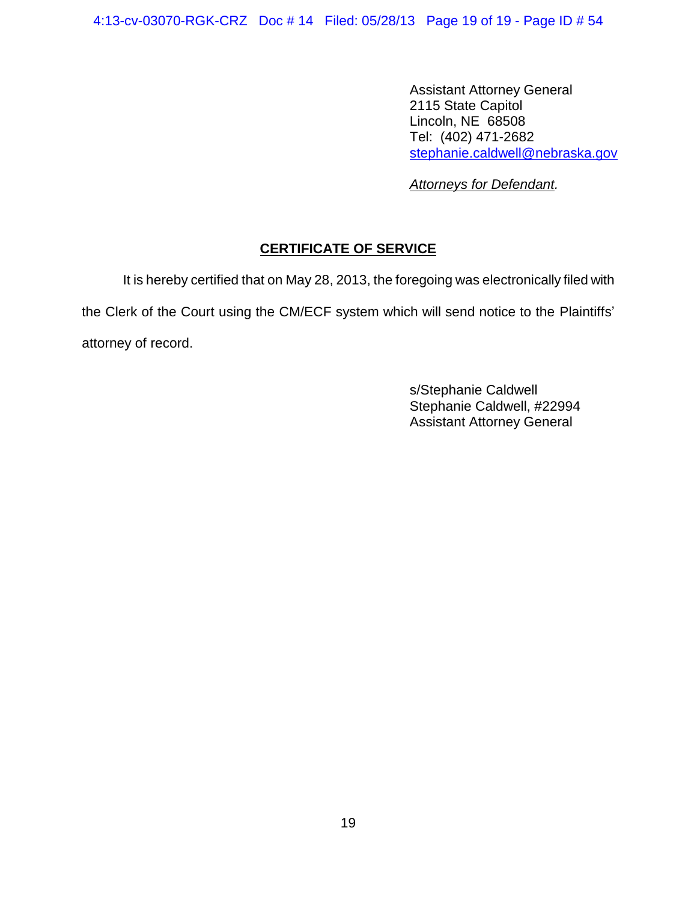Assistant Attorney General
2115 State Capitol
Lincoln, NE 68508
Tel: (402) 471-2682
stephanie.caldwell@nebraska.gov

*Attorneys for Defendant.*

## CERTIFICATE OF SERVICE

It is hereby certified that on May 28, 2013, the foregoing was electronically filed with the Clerk of the Court using the CM/ECF system which will send notice to the Plaintiffs' attorney of record.

s/Stephanie Caldwell
Stephanie Caldwell, #22994
Assistant Attorney General